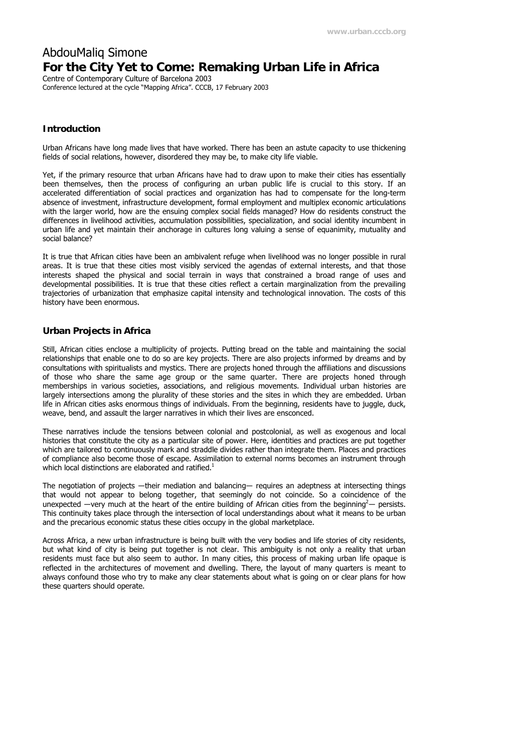# AbdouMaliq Simone

## For the City Yet to Come: Remaking Urban Life in Africa

Centre of Contemporary Culture of Barcelona 2003

Conference lectured at the cycle "Mapping Africa". CCCB, 17 February 2003

### Introduction

Urban Africans have long made lives that have worked. There has been an astute capacity to use thickening fields of social relations, however, disordered they may be, to make city life viable.

Yet, if the primary resource that urban Africans have had to draw upon to make their cities has essentially been themselves, then the process of configuring an urban public life is crucial to this story. If an accelerated differentiation of social practices and organization has had to compensate for the long-term absence of investment, infrastructure development, formal employment and multiplex economic articulations with the larger world, how are the ensuing complex social fields managed? How do residents construct the differences in livelihood activities, accumulation possibilities, specialization, and social identity incumbent in urban life and yet maintain their anchorage in cultures long valuing a sense of equanimity, mutuality and social balance?

It is true that African cities have been an ambivalent refuge when livelihood was no longer possible in rural areas. It is true that these cities most visibly serviced the agendas of external interests, and that those interests shaped the physical and social terrain in ways that constrained a broad range of uses and developmental possibilities. It is true that these cities reflect a certain marginalization from the prevailing trajectories of urbanization that emphasize capital intensity and technological innovation. The costs of this history have been enormous.

### Urban Projects in Africa

Still, African cities enclose a multiplicity of projects. Putting bread on the table and maintaining the social relationships that enable one to do so are key projects. There are also projects informed by dreams and by consultations with spiritualists and mystics. There are projects honed through the affiliations and discussions of those who share the same age group or the same quarter. There are projects honed through memberships in various societies, associations, and religious movements. Individual urban histories are largely intersections among the plurality of these stories and the sites in which they are embedded. Urban life in African cities asks enormous things of individuals. From the beginning, residents have to juggle, duck, weave, bend, and assault the larger narratives in which their lives are ensconced.

These narratives include the tensions between colonial and postcolonial, as well as exogenous and local histories that constitute the city as a particular site of power. Here, identities and practices are put together which are tailored to continuously mark and straddle divides rather than integrate them. Places and practices of compliance also become those of escape. Assimilation to external norms becomes an instrument through which local distinctions are elaborated and ratified.[1]

The negotiation of projects —their mediation and balancing— requires an adeptness at intersecting things that would not appear to belong together, that seemingly do not coincide. So a coincidence of the unexpected —very much at the heart of the entire building of African cities from the beginning[2]— persists. This continuity takes place through the intersection of local understandings about what it means to be urban and the precarious economic status these cities occupy in the global marketplace.

Across Africa, a new urban infrastructure is being built with the very bodies and life stories of city residents, but what kind of city is being put together is not clear. This ambiguity is not only a reality that urban residents must face but also seem to author. In many cities, this process of making urban life opaque is reflected in the architectures of movement and dwelling. There, the layout of many quarters is meant to always confound those who try to make any clear statements about what is going on or clear plans for how these quarters should operate.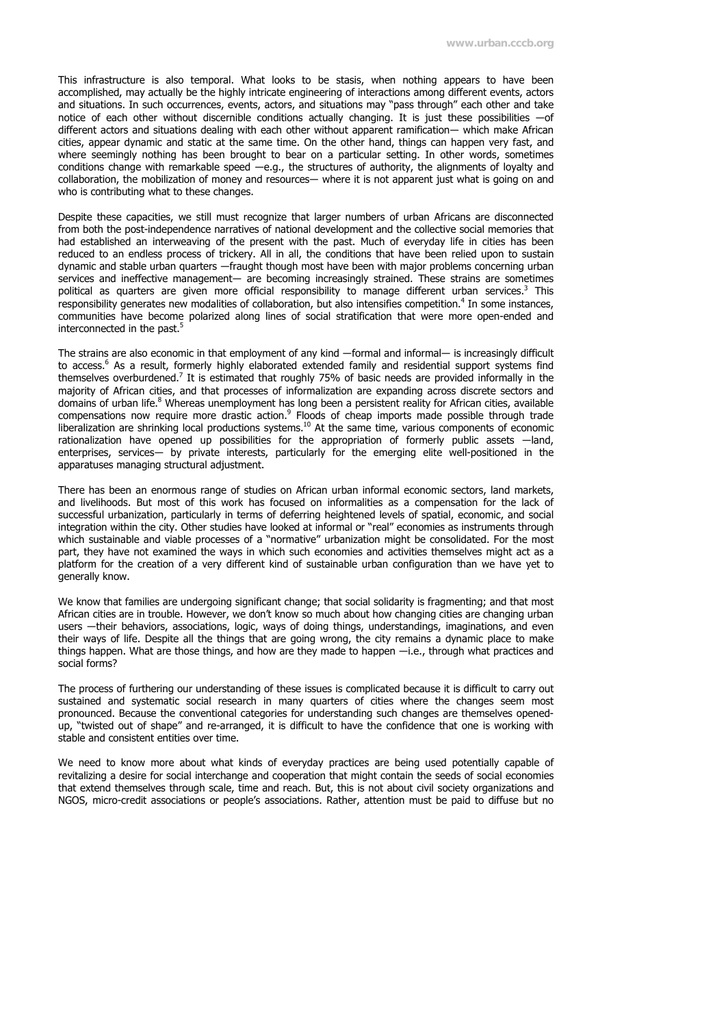This infrastructure is also temporal. What looks to be stasis, when nothing appears to have been accomplished, may actually be the highly intricate engineering of interactions among different events, actors and situations. In such occurrences, events, actors, and situations may "pass through" each other and take notice of each other without discernible conditions actually changing. It is just these possibilities —of different actors and situations dealing with each other without apparent ramification— which make African cities, appear dynamic and static at the same time. On the other hand, things can happen very fast, and where seemingly nothing has been brought to bear on a particular setting. In other words, sometimes conditions change with remarkable speed —e.g., the structures of authority, the alignments of loyalty and collaboration, the mobilization of money and resources— where it is not apparent just what is going on and who is contributing what to these changes.

Despite these capacities, we still must recognize that larger numbers of urban Africans are disconnected from both the post-independence narratives of national development and the collective social memories that had established an interweaving of the present with the past. Much of everyday life in cities has been reduced to an endless process of trickery. All in all, the conditions that have been relied upon to sustain dynamic and stable urban quarters —fraught though most have been with major problems concerning urban services and ineffective management— are becoming increasingly strained. These strains are sometimes political as quarters are given more official responsibility to manage different urban services.[3] This responsibility generates new modalities of collaboration, but also intensifies competition.[4] In some instances, communities have become polarized along lines of social stratification that were more open-ended and interconnected in the past.[5]

The strains are also economic in that employment of any kind —formal and informal— is increasingly difficult to access.[6] As a result, formerly highly elaborated extended family and residential support systems find themselves overburdened.[7] It is estimated that roughly 75% of basic needs are provided informally in the majority of African cities, and that processes of informalization are expanding across discrete sectors and domains of urban life.[8] Whereas unemployment has long been a persistent reality for African cities, available compensations now require more drastic action.[9] Floods of cheap imports made possible through trade liberalization are shrinking local productions systems.[10] At the same time, various components of economic rationalization have opened up possibilities for the appropriation of formerly public assets —land, enterprises, services— by private interests, particularly for the emerging elite well-positioned in the apparatuses managing structural adjustment.

There has been an enormous range of studies on African urban informal economic sectors, land markets, and livelihoods. But most of this work has focused on informalities as a compensation for the lack of successful urbanization, particularly in terms of deferring heightened levels of spatial, economic, and social integration within the city. Other studies have looked at informal or "real" economies as instruments through which sustainable and viable processes of a "normative" urbanization might be consolidated. For the most part, they have not examined the ways in which such economies and activities themselves might act as a platform for the creation of a very different kind of sustainable urban configuration than we have yet to generally know.

We know that families are undergoing significant change; that social solidarity is fragmenting; and that most African cities are in trouble. However, we don't know so much about how changing cities are changing urban users —their behaviors, associations, logic, ways of doing things, understandings, imaginations, and even their ways of life. Despite all the things that are going wrong, the city remains a dynamic place to make things happen. What are those things, and how are they made to happen —i.e., through what practices and social forms?

The process of furthering our understanding of these issues is complicated because it is difficult to carry out sustained and systematic social research in many quarters of cities where the changes seem most pronounced. Because the conventional categories for understanding such changes are themselves opened-up, "twisted out of shape" and re-arranged, it is difficult to have the confidence that one is working with stable and consistent entities over time.

We need to know more about what kinds of everyday practices are being used potentially capable of revitalizing a desire for social interchange and cooperation that might contain the seeds of social economies that extend themselves through scale, time and reach. But, this is not about civil society organizations and NGOS, micro-credit associations or people's associations. Rather, attention must be paid to diffuse but no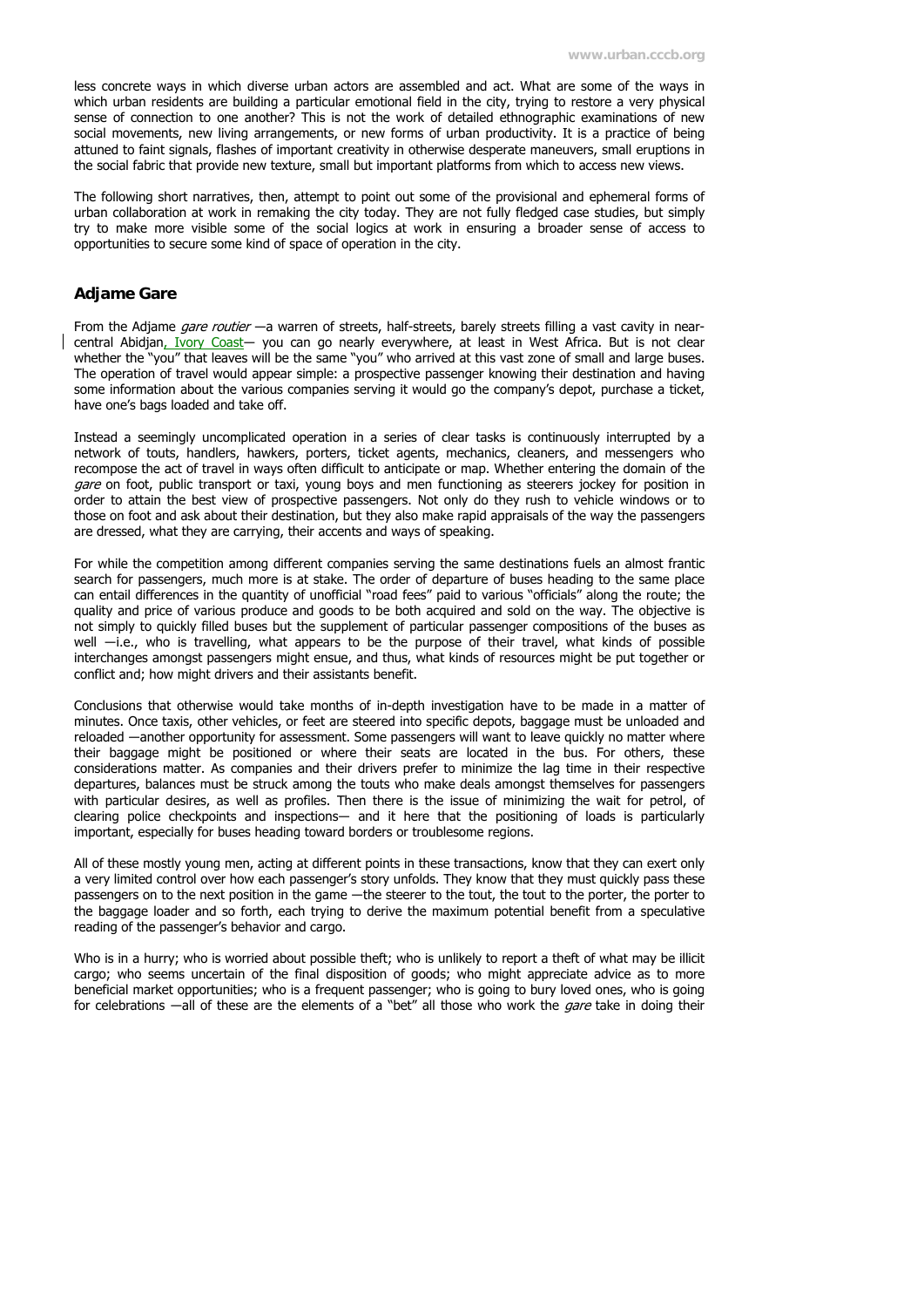less concrete ways in which diverse urban actors are assembled and act. What are some of the ways in which urban residents are building a particular emotional field in the city, trying to restore a very physical sense of connection to one another? This is not the work of detailed ethnographic examinations of new social movements, new living arrangements, or new forms of urban productivity. It is a practice of being attuned to faint signals, flashes of important creativity in otherwise desperate maneuvers, small eruptions in the social fabric that provide new texture, small but important platforms from which to access new views.

The following short narratives, then, attempt to point out some of the provisional and ephemeral forms of urban collaboration at work in remaking the city today. They are not fully fledged case studies, but simply try to make more visible some of the social logics at work in ensuring a broader sense of access to opportunities to secure some kind of space of operation in the city.

## Adjame Gare

From the Adjame *gare routier* —a warren of streets, half-streets, barely streets filling a vast cavity in near-central Abidjan, Ivory Coast— you can go nearly everywhere, at least in West Africa. But is not clear whether the "you" that leaves will be the same "you" who arrived at this vast zone of small and large buses. The operation of travel would appear simple: a prospective passenger knowing their destination and having some information about the various companies serving it would go the company's depot, purchase a ticket, have one's bags loaded and take off.

Instead a seemingly uncomplicated operation in a series of clear tasks is continuously interrupted by a network of touts, handlers, hawkers, porters, ticket agents, mechanics, cleaners, and messengers who recompose the act of travel in ways often difficult to anticipate or map. Whether entering the domain of the *gare* on foot, public transport or taxi, young boys and men functioning as steerers jockey for position in order to attain the best view of prospective passengers. Not only do they rush to vehicle windows or to those on foot and ask about their destination, but they also make rapid appraisals of the way the passengers are dressed, what they are carrying, their accents and ways of speaking.

For while the competition among different companies serving the same destinations fuels an almost frantic search for passengers, much more is at stake. The order of departure of buses heading to the same place can entail differences in the quantity of unofficial "road fees" paid to various "officials" along the route; the quality and price of various produce and goods to be both acquired and sold on the way. The objective is not simply to quickly filled buses but the supplement of particular passenger compositions of the buses as well —i.e., who is travelling, what appears to be the purpose of their travel, what kinds of possible interchanges amongst passengers might ensue, and thus, what kinds of resources might be put together or conflict and; how might drivers and their assistants benefit.

Conclusions that otherwise would take months of in-depth investigation have to be made in a matter of minutes. Once taxis, other vehicles, or feet are steered into specific depots, baggage must be unloaded and reloaded —another opportunity for assessment. Some passengers will want to leave quickly no matter where their baggage might be positioned or where their seats are located in the bus. For others, these considerations matter. As companies and their drivers prefer to minimize the lag time in their respective departures, balances must be struck among the touts who make deals amongst themselves for passengers with particular desires, as well as profiles. Then there is the issue of minimizing the wait for petrol, of clearing police checkpoints and inspections— and it here that the positioning of loads is particularly important, especially for buses heading toward borders or troublesome regions.

All of these mostly young men, acting at different points in these transactions, know that they can exert only a very limited control over how each passenger's story unfolds. They know that they must quickly pass these passengers on to the next position in the game —the steerer to the tout, the tout to the porter, the porter to the baggage loader and so forth, each trying to derive the maximum potential benefit from a speculative reading of the passenger's behavior and cargo.

Who is in a hurry; who is worried about possible theft; who is unlikely to report a theft of what may be illicit cargo; who seems uncertain of the final disposition of goods; who might appreciate advice as to more beneficial market opportunities; who is a frequent passenger; who is going to bury loved ones, who is going for celebrations —all of these are the elements of a "bet" all those who work the *gare* take in doing their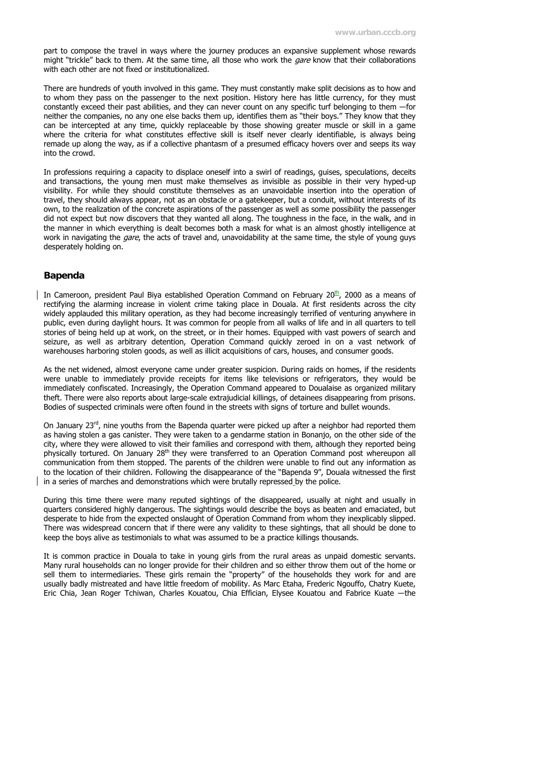part to compose the travel in ways where the journey produces an expansive supplement whose rewards might "trickle" back to them. At the same time, all those who work the *gare* know that their collaborations with each other are not fixed or institutionalized.

There are hundreds of youth involved in this game. They must constantly make split decisions as to how and to whom they pass on the passenger to the next position. History here has little currency, for they must constantly exceed their past abilities, and they can never count on any specific turf belonging to them —for neither the companies, no any one else backs them up, identifies them as "their boys." They know that they can be intercepted at any time, quickly replaceable by those showing greater muscle or skill in a game where the criteria for what constitutes effective skill is itself never clearly identifiable, is always being remade up along the way, as if a collective phantasm of a presumed efficacy hovers over and seeps its way into the crowd.

In professions requiring a capacity to displace oneself into a swirl of readings, guises, speculations, deceits and transactions, the young men must make themselves as invisible as possible in their very hyped-up visibility. For while they should constitute themselves as an unavoidable insertion into the operation of travel, they should always appear, not as an obstacle or a gatekeeper, but a conduit, without interests of its own, to the realization of the concrete aspirations of the passenger as well as some possibility the passenger did not expect but now discovers that they wanted all along. The toughness in the face, in the walk, and in the manner in which everything is dealt becomes both a mask for what is an almost ghostly intelligence at work in navigating the *gare*, the acts of travel and, unavoidability at the same time, the style of young guys desperately holding on.

## Bapenda

In Cameroon, president Paul Biya established Operation Command on February 20th, 2000 as a means of rectifying the alarming increase in violent crime taking place in Douala. At first residents across the city widely applauded this military operation, as they had become increasingly terrified of venturing anywhere in public, even during daylight hours. It was common for people from all walks of life and in all quarters to tell stories of being held up at work, on the street, or in their homes. Equipped with vast powers of search and seizure, as well as arbitrary detention, Operation Command quickly zeroed in on a vast network of warehouses harboring stolen goods, as well as illicit acquisitions of cars, houses, and consumer goods.

As the net widened, almost everyone came under greater suspicion. During raids on homes, if the residents were unable to immediately provide receipts for items like televisions or refrigerators, they would be immediately confiscated. Increasingly, the Operation Command appeared to Doualaise as organized military theft. There were also reports about large-scale extrajudicial killings, of detainees disappearing from prisons. Bodies of suspected criminals were often found in the streets with signs of torture and bullet wounds.

On January 23rd, nine youths from the Bapenda quarter were picked up after a neighbor had reported them as having stolen a gas canister. They were taken to a gendarme station in Bonanjo, on the other side of the city, where they were allowed to visit their families and correspond with them, although they reported being physically tortured. On January 28th they were transferred to an Operation Command post whereupon all communication from them stopped. The parents of the children were unable to find out any information as to the location of their children. Following the disappearance of the "Bapenda 9", Douala witnessed the first in a series of marches and demonstrations which were brutally repressed by the police.

During this time there were many reputed sightings of the disappeared, usually at night and usually in quarters considered highly dangerous. The sightings would describe the boys as beaten and emaciated, but desperate to hide from the expected onslaught of Operation Command from whom they inexplicably slipped. There was widespread concern that if there were any validity to these sightings, that all should be done to keep the boys alive as testimonials to what was assumed to be a practice killings thousands.

It is common practice in Douala to take in young girls from the rural areas as unpaid domestic servants. Many rural households can no longer provide for their children and so either throw them out of the home or sell them to intermediaries. These girls remain the "property" of the households they work for and are usually badly mistreated and have little freedom of mobility. As Marc Etaha, Frederic Ngouffo, Chatry Kuete, Eric Chia, Jean Roger Tchiwan, Charles Kouatou, Chia Effician, Elysee Kouatou and Fabrice Kuate —the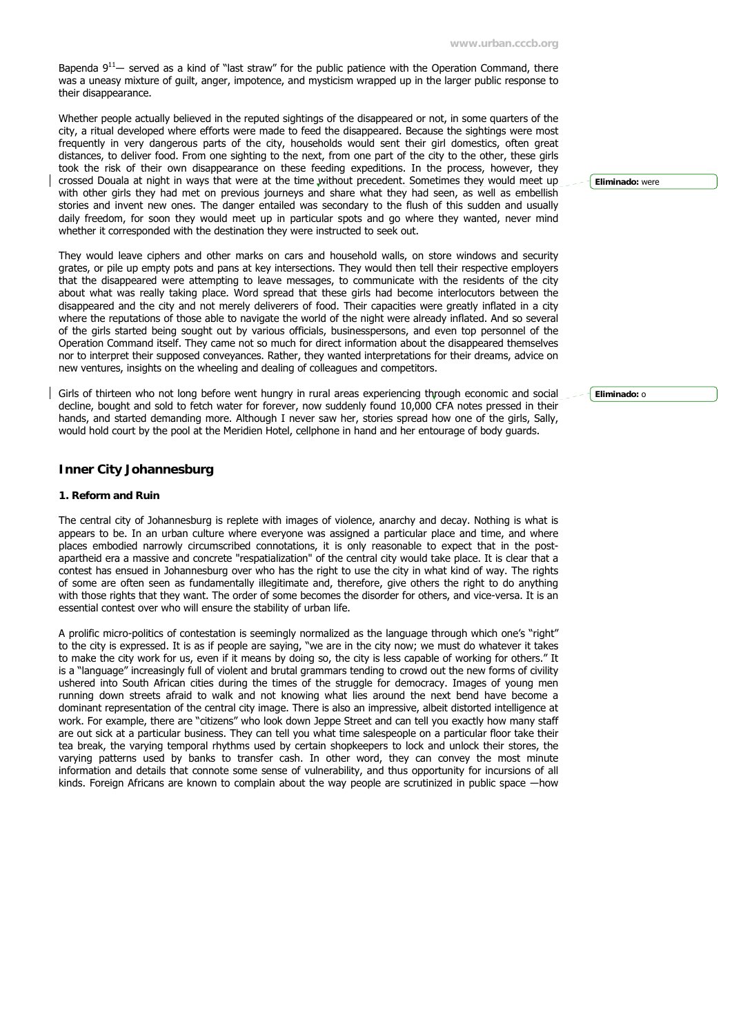Bapenda 9[11]— served as a kind of "last straw" for the public patience with the Operation Command, there was a uneasy mixture of guilt, anger, impotence, and mysticism wrapped up in the larger public response to their disappearance.

Whether people actually believed in the reputed sightings of the disappeared or not, in some quarters of the city, a ritual developed where efforts were made to feed the disappeared. Because the sightings were most frequently in very dangerous parts of the city, households would sent their girl domestics, often great distances, to deliver food. From one sighting to the next, from one part of the city to the other, these girls took the risk of their own disappearance on these feeding expeditions. In the process, however, they crossed Douala at night in ways that were at the time without precedent. Sometimes they would meet up with other girls they had met on previous journeys and share what they had seen, as well as embellish stories and invent new ones. The danger entailed was secondary to the flush of this sudden and usually daily freedom, for soon they would meet up in particular spots and go where they wanted, never mind whether it corresponded with the destination they were instructed to seek out.

They would leave ciphers and other marks on cars and household walls, on store windows and security grates, or pile up empty pots and pans at key intersections. They would then tell their respective employers that the disappeared were attempting to leave messages, to communicate with the residents of the city about what was really taking place. Word spread that these girls had become interlocutors between the disappeared and the city and not merely deliverers of food. Their capacities were greatly inflated in a city where the reputations of those able to navigate the world of the night were already inflated. And so several of the girls started being sought out by various officials, businesspersons, and even top personnel of the Operation Command itself. They came not so much for direct information about the disappeared themselves nor to interpret their supposed conveyances. Rather, they wanted interpretations for their dreams, advice on new ventures, insights on the wheeling and dealing of colleagues and competitors.

Girls of thirteen who not long before went hungry in rural areas experiencing through economic and social decline, bought and sold to fetch water for forever, now suddenly found 10,000 CFA notes pressed in their hands, and started demanding more. Although I never saw her, stories spread how one of the girls, Sally, would hold court by the pool at the Meridien Hotel, cellphone in hand and her entourage of body guards.

## Inner City Johannesburg

### 1. Reform and Ruin

The central city of Johannesburg is replete with images of violence, anarchy and decay. Nothing is what is appears to be. In an urban culture where everyone was assigned a particular place and time, and where places embodied narrowly circumscribed connotations, it is only reasonable to expect that in the post-apartheid era a massive and concrete "respatialization" of the central city would take place. It is clear that a contest has ensued in Johannesburg over who has the right to use the city in what kind of way. The rights of some are often seen as fundamentally illegitimate and, therefore, give others the right to do anything with those rights that they want. The order of some becomes the disorder for others, and vice-versa. It is an essential contest over who will ensure the stability of urban life.

A prolific micro-politics of contestation is seemingly normalized as the language through which one's "right" to the city is expressed. It is as if people are saying, "we are in the city now; we must do whatever it takes to make the city work for us, even if it means by doing so, the city is less capable of working for others." It is a "language" increasingly full of violent and brutal grammars tending to crowd out the new forms of civility ushered into South African cities during the times of the struggle for democracy. Images of young men running down streets afraid to walk and not knowing what lies around the next bend have become a dominant representation of the central city image. There is also an impressive, albeit distorted intelligence at work. For example, there are "citizens" who look down Jeppe Street and can tell you exactly how many staff are out sick at a particular business. They can tell you what time salespeople on a particular floor take their tea break, the varying temporal rhythms used by certain shopkeepers to lock and unlock their stores, the varying patterns used by banks to transfer cash. In other word, they can convey the most minute information and details that connote some sense of vulnerability, and thus opportunity for incursions of all kinds. Foreign Africans are known to complain about the way people are scrutinized in public space —how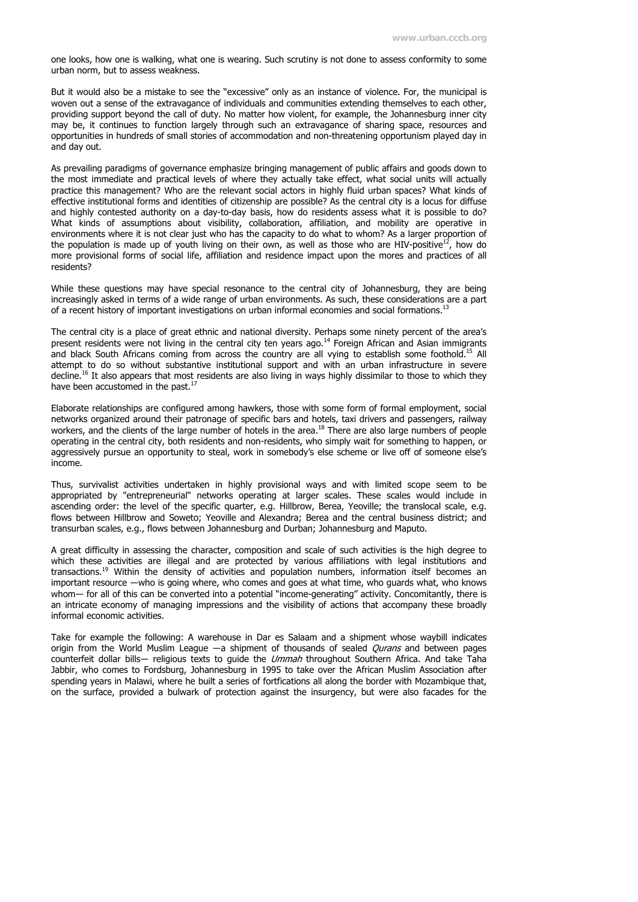one looks, how one is walking, what one is wearing. Such scrutiny is not done to assess conformity to some urban norm, but to assess weakness.

But it would also be a mistake to see the "excessive" only as an instance of violence. For, the municipal is woven out a sense of the extravagance of individuals and communities extending themselves to each other, providing support beyond the call of duty. No matter how violent, for example, the Johannesburg inner city may be, it continues to function largely through such an extravagance of sharing space, resources and opportunities in hundreds of small stories of accommodation and non-threatening opportunism played day in and day out.

As prevailing paradigms of governance emphasize bringing management of public affairs and goods down to the most immediate and practical levels of where they actually take effect, what social units will actually practice this management? Who are the relevant social actors in highly fluid urban spaces? What kinds of effective institutional forms and identities of citizenship are possible? As the central city is a locus for diffuse and highly contested authority on a day-to-day basis, how do residents assess what it is possible to do? What kinds of assumptions about visibility, collaboration, affiliation, and mobility are operative in environments where it is not clear just who has the capacity to do what to whom? As a larger proportion of the population is made up of youth living on their own, as well as those who are HIV-positive[12], how do more provisional forms of social life, affiliation and residence impact upon the mores and practices of all residents?

While these questions may have special resonance to the central city of Johannesburg, they are being increasingly asked in terms of a wide range of urban environments. As such, these considerations are a part of a recent history of important investigations on urban informal economies and social formations.[13]

The central city is a place of great ethnic and national diversity. Perhaps some ninety percent of the area's present residents were not living in the central city ten years ago.[14] Foreign African and Asian immigrants and black South Africans coming from across the country are all vying to establish some foothold.[15] All attempt to do so without substantive institutional support and with an urban infrastructure in severe decline.[16] It also appears that most residents are also living in ways highly dissimilar to those to which they have been accustomed in the past.[17]

Elaborate relationships are configured among hawkers, those with some form of formal employment, social networks organized around their patronage of specific bars and hotels, taxi drivers and passengers, railway workers, and the clients of the large number of hotels in the area.[18] There are also large numbers of people operating in the central city, both residents and non-residents, who simply wait for something to happen, or aggressively pursue an opportunity to steal, work in somebody's else scheme or live off of someone else's income.

Thus, survivalist activities undertaken in highly provisional ways and with limited scope seem to be appropriated by "entrepreneurial" networks operating at larger scales. These scales would include in ascending order: the level of the specific quarter, e.g. Hillbrow, Berea, Yeoville; the translocal scale, e.g. flows between Hillbrow and Soweto; Yeoville and Alexandra; Berea and the central business district; and transurban scales, e.g., flows between Johannesburg and Durban; Johannesburg and Maputo.

A great difficulty in assessing the character, composition and scale of such activities is the high degree to which these activities are illegal and are protected by various affiliations with legal institutions and transactions.[19] Within the density of activities and population numbers, information itself becomes an important resource —who is going where, who comes and goes at what time, who guards what, who knows whom— for all of this can be converted into a potential "income-generating" activity. Concomitantly, there is an intricate economy of managing impressions and the visibility of actions that accompany these broadly informal economic activities.

Take for example the following: A warehouse in Dar es Salaam and a shipment whose waybill indicates origin from the World Muslim League —a shipment of thousands of sealed *Qurans* and between pages counterfeit dollar bills— religious texts to guide the *Ummah* throughout Southern Africa. And take Taha Jabbir, who comes to Fordsburg, Johannesburg in 1995 to take over the African Muslim Association after spending years in Malawi, where he built a series of fortfications all along the border with Mozambique that, on the surface, provided a bulwark of protection against the insurgency, but were also facades for the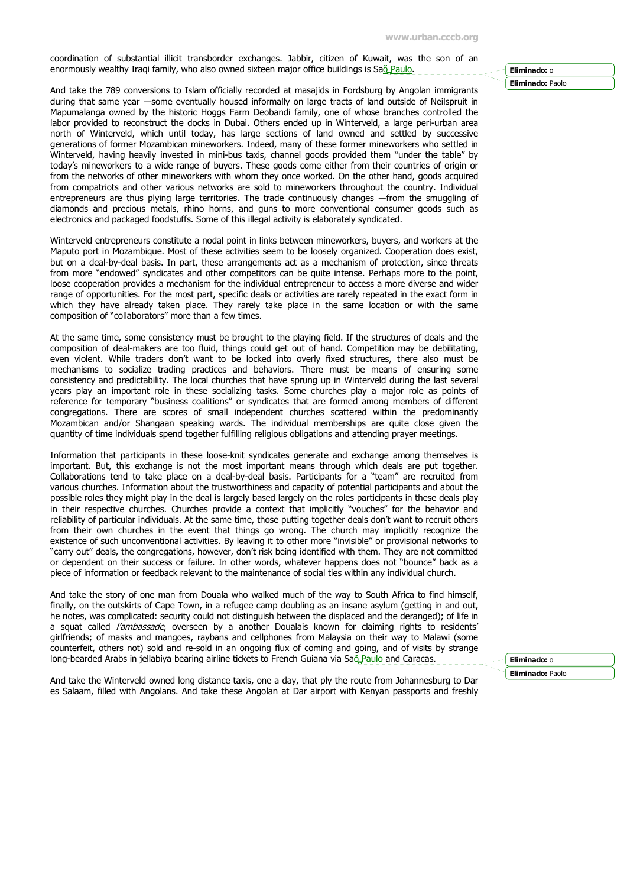coordination of substantial illicit transborder exchanges. Jabbir, citizen of Kuwait, was the son of an enormously wealthy Iraqi family, who also owned sixteen major office buildings is Saõ Paulo.

And take the 789 conversions to Islam officially recorded at masajids in Fordsburg by Angolan immigrants during that same year —some eventually housed informally on large tracts of land outside of Neilspruit in Mapumalanga owned by the historic Hoggs Farm Deobandi family, one of whose branches controlled the labor provided to reconstruct the docks in Dubai. Others ended up in Winterveld, a large peri-urban area north of Winterveld, which until today, has large sections of land owned and settled by successive generations of former Mozambican mineworkers. Indeed, many of these former mineworkers who settled in Winterveld, having heavily invested in mini-bus taxis, channel goods provided them "under the table" by today's mineworkers to a wide range of buyers. These goods come either from their countries of origin or from the networks of other mineworkers with whom they once worked. On the other hand, goods acquired from compatriots and other various networks are sold to mineworkers throughout the country. Individual entrepreneurs are thus plying large territories. The trade continuously changes —from the smuggling of diamonds and precious metals, rhino horns, and guns to more conventional consumer goods such as electronics and packaged foodstuffs. Some of this illegal activity is elaborately syndicated.

Winterveld entrepreneurs constitute a nodal point in links between mineworkers, buyers, and workers at the Maputo port in Mozambique. Most of these activities seem to be loosely organized. Cooperation does exist, but on a deal-by-deal basis. In part, these arrangements act as a mechanism of protection, since threats from more "endowed" syndicates and other competitors can be quite intense. Perhaps more to the point, loose cooperation provides a mechanism for the individual entrepreneur to access a more diverse and wider range of opportunities. For the most part, specific deals or activities are rarely repeated in the exact form in which they have already taken place. They rarely take place in the same location or with the same composition of "collaborators" more than a few times.

At the same time, some consistency must be brought to the playing field. If the structures of deals and the composition of deal-makers are too fluid, things could get out of hand. Competition may be debilitating, even violent. While traders don't want to be locked into overly fixed structures, there also must be mechanisms to socialize trading practices and behaviors. There must be means of ensuring some consistency and predictability. The local churches that have sprung up in Winterveld during the last several years play an important role in these socializing tasks. Some churches play a major role as points of reference for temporary "business coalitions" or syndicates that are formed among members of different congregations. There are scores of small independent churches scattered within the predominantly Mozambican and/or Shangaan speaking wards. The individual memberships are quite close given the quantity of time individuals spend together fulfilling religious obligations and attending prayer meetings.

Information that participants in these loose-knit syndicates generate and exchange among themselves is important. But, this exchange is not the most important means through which deals are put together. Collaborations tend to take place on a deal-by-deal basis. Participants for a "team" are recruited from various churches. Information about the trustworthiness and capacity of potential participants and about the possible roles they might play in the deal is largely based largely on the roles participants in these deals play in their respective churches. Churches provide a context that implicitly "vouches" for the behavior and reliability of particular individuals. At the same time, those putting together deals don't want to recruit others from their own churches in the event that things go wrong. The church may implicitly recognize the existence of such unconventional activities. By leaving it to other more "invisible" or provisional networks to "carry out" deals, the congregations, however, don't risk being identified with them. They are not committed or dependent on their success or failure. In other words, whatever happens does not "bounce" back as a piece of information or feedback relevant to the maintenance of social ties within any individual church.

And take the story of one man from Douala who walked much of the way to South Africa to find himself, finally, on the outskirts of Cape Town, in a refugee camp doubling as an insane asylum (getting in and out, he notes, was complicated: security could not distinguish between the displaced and the deranged); of life in a squat called *l'ambassade*, overseen by a another Doualais known for claiming rights to residents' girlfriends; of masks and mangoes, raybans and cellphones from Malaysia on their way to Malawi (some counterfeit, others not) sold and re-sold in an ongoing flux of coming and going, and of visits by strange long-bearded Arabs in jellabiya bearing airline tickets to French Guiana via Saõ Paulo and Caracas.

And take the Winterveld owned long distance taxis, one a day, that ply the route from Johannesburg to Dar es Salaam, filled with Angolans. And take these Angolan at Dar airport with Kenyan passports and freshly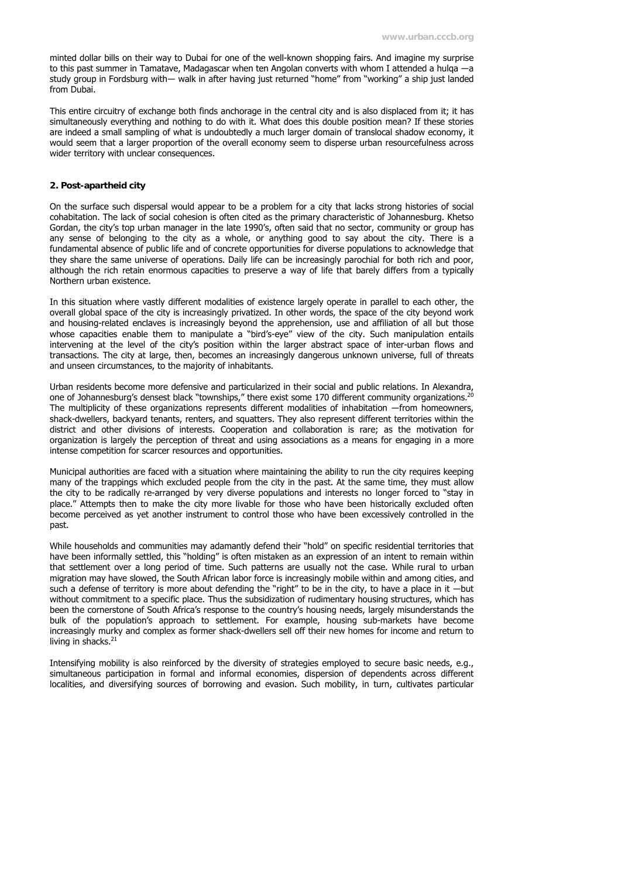minted dollar bills on their way to Dubai for one of the well-known shopping fairs. And imagine my surprise to this past summer in Tamatave, Madagascar when ten Angolan converts with whom I attended a hulqa —a study group in Fordsburg with— walk in after having just returned "home" from "working" a ship just landed from Dubai.

This entire circuitry of exchange both finds anchorage in the central city and is also displaced from it; it has simultaneously everything and nothing to do with it. What does this double position mean? If these stories are indeed a small sampling of what is undoubtedly a much larger domain of translocal shadow economy, it would seem that a larger proportion of the overall economy seem to disperse urban resourcefulness across wider territory with unclear consequences.

**2. Post-apartheid city**

On the surface such dispersal would appear to be a problem for a city that lacks strong histories of social cohabitation. The lack of social cohesion is often cited as the primary characteristic of Johannesburg. Khetso Gordan, the city's top urban manager in the late 1990's, often said that no sector, community or group has any sense of belonging to the city as a whole, or anything good to say about the city. There is a fundamental absence of public life and of concrete opportunities for diverse populations to acknowledge that they share the same universe of operations. Daily life can be increasingly parochial for both rich and poor, although the rich retain enormous capacities to preserve a way of life that barely differs from a typically Northern urban existence.

In this situation where vastly different modalities of existence largely operate in parallel to each other, the overall global space of the city is increasingly privatized. In other words, the space of the city beyond work and housing-related enclaves is increasingly beyond the apprehension, use and affiliation of all but those whose capacities enable them to manipulate a "bird's-eye" view of the city. Such manipulation entails intervening at the level of the city's position within the larger abstract space of inter-urban flows and transactions. The city at large, then, becomes an increasingly dangerous unknown universe, full of threats and unseen circumstances, to the majority of inhabitants.

Urban residents become more defensive and particularized in their social and public relations. In Alexandra, one of Johannesburg's densest black "townships," there exist some 170 different community organizations.[20] The multiplicity of these organizations represents different modalities of inhabitation —from homeowners, shack-dwellers, backyard tenants, renters, and squatters. They also represent different territories within the district and other divisions of interests. Cooperation and collaboration is rare; as the motivation for organization is largely the perception of threat and using associations as a means for engaging in a more intense competition for scarcer resources and opportunities.

Municipal authorities are faced with a situation where maintaining the ability to run the city requires keeping many of the trappings which excluded people from the city in the past. At the same time, they must allow the city to be radically re-arranged by very diverse populations and interests no longer forced to "stay in place." Attempts then to make the city more livable for those who have been historically excluded often become perceived as yet another instrument to control those who have been excessively controlled in the past.

While households and communities may adamantly defend their "hold" on specific residential territories that have been informally settled, this "holding" is often mistaken as an expression of an intent to remain within that settlement over a long period of time. Such patterns are usually not the case. While rural to urban migration may have slowed, the South African labor force is increasingly mobile within and among cities, and such a defense of territory is more about defending the "right" to be in the city, to have a place in it —but without commitment to a specific place. Thus the subsidization of rudimentary housing structures, which has been the cornerstone of South Africa's response to the country's housing needs, largely misunderstands the bulk of the population's approach to settlement. For example, housing sub-markets have become increasingly murky and complex as former shack-dwellers sell off their new homes for income and return to living in shacks.[21]

Intensifying mobility is also reinforced by the diversity of strategies employed to secure basic needs, e.g., simultaneous participation in formal and informal economies, dispersion of dependents across different localities, and diversifying sources of borrowing and evasion. Such mobility, in turn, cultivates particular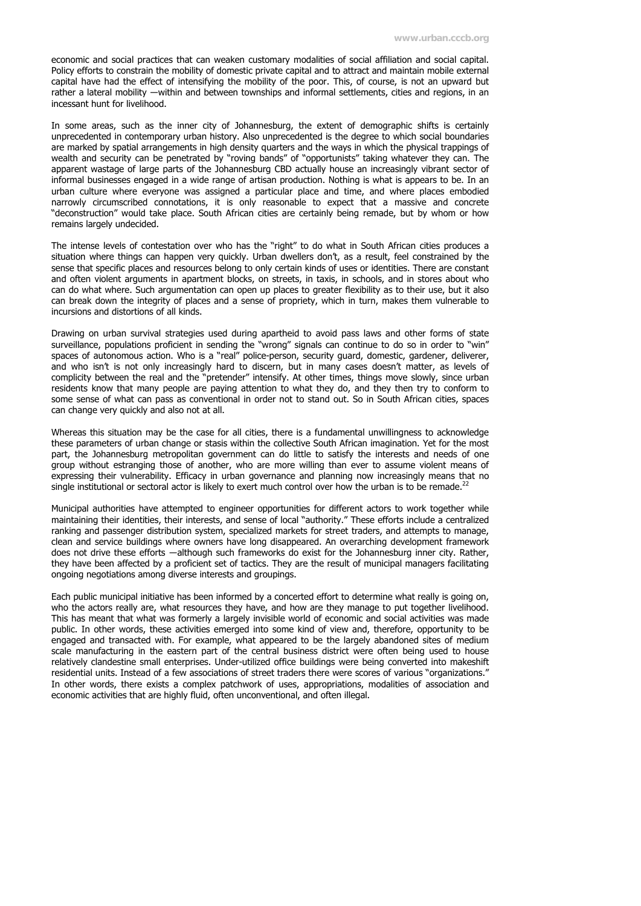economic and social practices that can weaken customary modalities of social affiliation and social capital. Policy efforts to constrain the mobility of domestic private capital and to attract and maintain mobile external capital have had the effect of intensifying the mobility of the poor. This, of course, is not an upward but rather a lateral mobility —within and between townships and informal settlements, cities and regions, in an incessant hunt for livelihood.

In some areas, such as the inner city of Johannesburg, the extent of demographic shifts is certainly unprecedented in contemporary urban history. Also unprecedented is the degree to which social boundaries are marked by spatial arrangements in high density quarters and the ways in which the physical trappings of wealth and security can be penetrated by "roving bands" of "opportunists" taking whatever they can. The apparent wastage of large parts of the Johannesburg CBD actually house an increasingly vibrant sector of informal businesses engaged in a wide range of artisan production. Nothing is what is appears to be. In an urban culture where everyone was assigned a particular place and time, and where places embodied narrowly circumscribed connotations, it is only reasonable to expect that a massive and concrete "deconstruction" would take place. South African cities are certainly being remade, but by whom or how remains largely undecided.

The intense levels of contestation over who has the "right" to do what in South African cities produces a situation where things can happen very quickly. Urban dwellers don't, as a result, feel constrained by the sense that specific places and resources belong to only certain kinds of uses or identities. There are constant and often violent arguments in apartment blocks, on streets, in taxis, in schools, and in stores about who can do what where. Such argumentation can open up places to greater flexibility as to their use, but it also can break down the integrity of places and a sense of propriety, which in turn, makes them vulnerable to incursions and distortions of all kinds.

Drawing on urban survival strategies used during apartheid to avoid pass laws and other forms of state surveillance, populations proficient in sending the "wrong" signals can continue to do so in order to "win" spaces of autonomous action. Who is a "real" police-person, security guard, domestic, gardener, deliverer, and who isn't is not only increasingly hard to discern, but in many cases doesn't matter, as levels of complicity between the real and the "pretender" intensify. At other times, things move slowly, since urban residents know that many people are paying attention to what they do, and they then try to conform to some sense of what can pass as conventional in order not to stand out. So in South African cities, spaces can change very quickly and also not at all.

Whereas this situation may be the case for all cities, there is a fundamental unwillingness to acknowledge these parameters of urban change or stasis within the collective South African imagination. Yet for the most part, the Johannesburg metropolitan government can do little to satisfy the interests and needs of one group without estranging those of another, who are more willing than ever to assume violent means of expressing their vulnerability. Efficacy in urban governance and planning now increasingly means that no single institutional or sectoral actor is likely to exert much control over how the urban is to be remade.[22]

Municipal authorities have attempted to engineer opportunities for different actors to work together while maintaining their identities, their interests, and sense of local "authority." These efforts include a centralized ranking and passenger distribution system, specialized markets for street traders, and attempts to manage, clean and service buildings where owners have long disappeared. An overarching development framework does not drive these efforts —although such frameworks do exist for the Johannesburg inner city. Rather, they have been affected by a proficient set of tactics. They are the result of municipal managers facilitating ongoing negotiations among diverse interests and groupings.

Each public municipal initiative has been informed by a concerted effort to determine what really is going on, who the actors really are, what resources they have, and how are they manage to put together livelihood. This has meant that what was formerly a largely invisible world of economic and social activities was made public. In other words, these activities emerged into some kind of view and, therefore, opportunity to be engaged and transacted with. For example, what appeared to be the largely abandoned sites of medium scale manufacturing in the eastern part of the central business district were often being used to house relatively clandestine small enterprises. Under-utilized office buildings were being converted into makeshift residential units. Instead of a few associations of street traders there were scores of various "organizations." In other words, there exists a complex patchwork of uses, appropriations, modalities of association and economic activities that are highly fluid, often unconventional, and often illegal.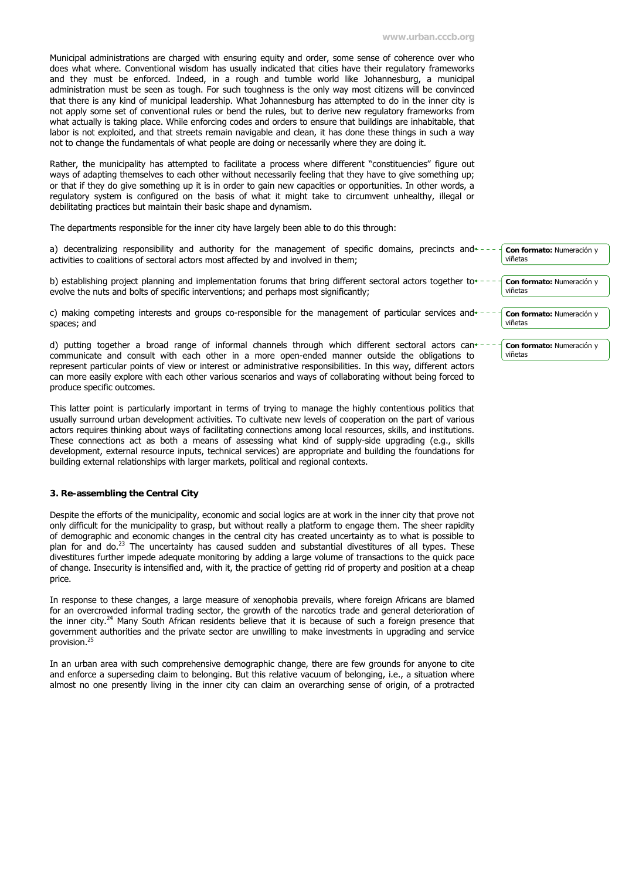Municipal administrations are charged with ensuring equity and order, some sense of coherence over who does what where. Conventional wisdom has usually indicated that cities have their regulatory frameworks and they must be enforced. Indeed, in a rough and tumble world like Johannesburg, a municipal administration must be seen as tough. For such toughness is the only way most citizens will be convinced that there is any kind of municipal leadership. What Johannesburg has attempted to do in the inner city is not apply some set of conventional rules or bend the rules, but to derive new regulatory frameworks from what actually is taking place. While enforcing codes and orders to ensure that buildings are inhabitable, that labor is not exploited, and that streets remain navigable and clean, it has done these things in such a way not to change the fundamentals of what people are doing or necessarily where they are doing it.

Rather, the municipality has attempted to facilitate a process where different "constituencies" figure out ways of adapting themselves to each other without necessarily feeling that they have to give something up; or that if they do give something up it is in order to gain new capacities or opportunities. In other words, a regulatory system is configured on the basis of what it might take to circumvent unhealthy, illegal or debilitating practices but maintain their basic shape and dynamism.

The departments responsible for the inner city have largely been able to do this through:

a) decentralizing responsibility and authority for the management of specific domains, precincts and activities to coalitions of sectoral actors most affected by and involved in them;

b) establishing project planning and implementation forums that bring different sectoral actors together to evolve the nuts and bolts of specific interventions; and perhaps most significantly;

c) making competing interests and groups co-responsible for the management of particular services and spaces; and

d) putting together a broad range of informal channels through which different sectoral actors can communicate and consult with each other in a more open-ended manner outside the obligations to represent particular points of view or interest or administrative responsibilities. In this way, different actors can more easily explore with each other various scenarios and ways of collaborating without being forced to produce specific outcomes.

This latter point is particularly important in terms of trying to manage the highly contentious politics that usually surround urban development activities. To cultivate new levels of cooperation on the part of various actors requires thinking about ways of facilitating connections among local resources, skills, and institutions. These connections act as both a means of assessing what kind of supply-side upgrading (e.g., skills development, external resource inputs, technical services) are appropriate and building the foundations for building external relationships with larger markets, political and regional contexts.

### 3. Re-assembling the Central City

Despite the efforts of the municipality, economic and social logics are at work in the inner city that prove not only difficult for the municipality to grasp, but without really a platform to engage them. The sheer rapidity of demographic and economic changes in the central city has created uncertainty as to what is possible to plan for and do.[23] The uncertainty has caused sudden and substantial divestitures of all types. These divestitures further impede adequate monitoring by adding a large volume of transactions to the quick pace of change. Insecurity is intensified and, with it, the practice of getting rid of property and position at a cheap price.

In response to these changes, a large measure of xenophobia prevails, where foreign Africans are blamed for an overcrowded informal trading sector, the growth of the narcotics trade and general deterioration of the inner city.[24] Many South African residents believe that it is because of such a foreign presence that government authorities and the private sector are unwilling to make investments in upgrading and service provision.[25]

In an urban area with such comprehensive demographic change, there are few grounds for anyone to cite and enforce a superseding claim to belonging. But this relative vacuum of belonging, i.e., a situation where almost no one presently living in the inner city can claim an overarching sense of origin, of a protracted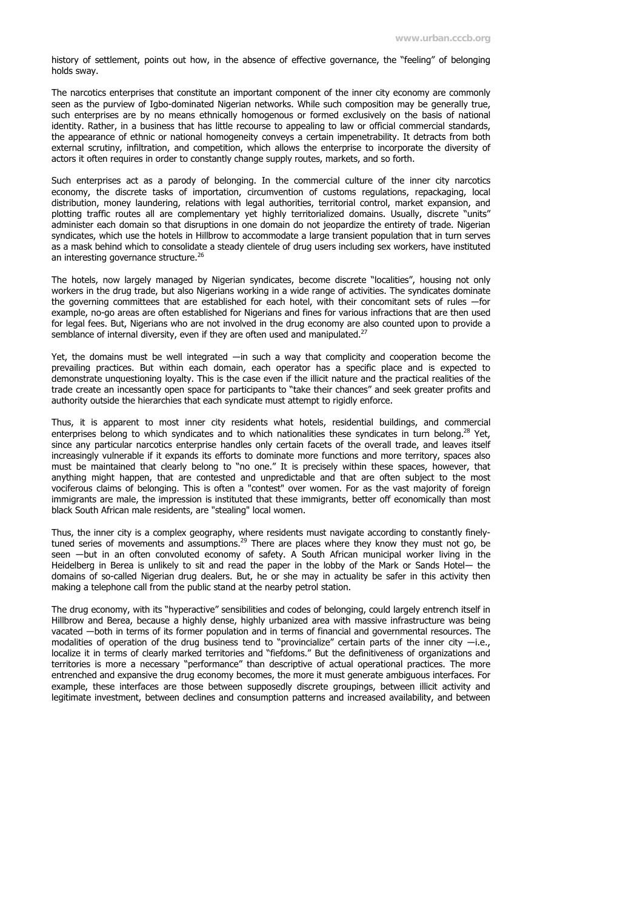history of settlement, points out how, in the absence of effective governance, the "feeling" of belonging holds sway.

The narcotics enterprises that constitute an important component of the inner city economy are commonly seen as the purview of Igbo-dominated Nigerian networks. While such composition may be generally true, such enterprises are by no means ethnically homogenous or formed exclusively on the basis of national identity. Rather, in a business that has little recourse to appealing to law or official commercial standards, the appearance of ethnic or national homogeneity conveys a certain impenetrability. It detracts from both external scrutiny, infiltration, and competition, which allows the enterprise to incorporate the diversity of actors it often requires in order to constantly change supply routes, markets, and so forth.

Such enterprises act as a parody of belonging. In the commercial culture of the inner city narcotics economy, the discrete tasks of importation, circumvention of customs regulations, repackaging, local distribution, money laundering, relations with legal authorities, territorial control, market expansion, and plotting traffic routes all are complementary yet highly territorialized domains. Usually, discrete "units" administer each domain so that disruptions in one domain do not jeopardize the entirety of trade. Nigerian syndicates, which use the hotels in Hillbrow to accommodate a large transient population that in turn serves as a mask behind which to consolidate a steady clientele of drug users including sex workers, have instituted an interesting governance structure.[26]

The hotels, now largely managed by Nigerian syndicates, become discrete "localities", housing not only workers in the drug trade, but also Nigerians working in a wide range of activities. The syndicates dominate the governing committees that are established for each hotel, with their concomitant sets of rules —for example, no-go areas are often established for Nigerians and fines for various infractions that are then used for legal fees. But, Nigerians who are not involved in the drug economy are also counted upon to provide a semblance of internal diversity, even if they are often used and manipulated.[27]

Yet, the domains must be well integrated —in such a way that complicity and cooperation become the prevailing practices. But within each domain, each operator has a specific place and is expected to demonstrate unquestioning loyalty. This is the case even if the illicit nature and the practical realities of the trade create an incessantly open space for participants to "take their chances" and seek greater profits and authority outside the hierarchies that each syndicate must attempt to rigidly enforce.

Thus, it is apparent to most inner city residents what hotels, residential buildings, and commercial enterprises belong to which syndicates and to which nationalities these syndicates in turn belong.[28] Yet, since any particular narcotics enterprise handles only certain facets of the overall trade, and leaves itself increasingly vulnerable if it expands its efforts to dominate more functions and more territory, spaces also must be maintained that clearly belong to "no one." It is precisely within these spaces, however, that anything might happen, that are contested and unpredictable and that are often subject to the most vociferous claims of belonging. This is often a "contest" over women. For as the vast majority of foreign immigrants are male, the impression is instituted that these immigrants, better off economically than most black South African male residents, are "stealing" local women.

Thus, the inner city is a complex geography, where residents must navigate according to constantly finely-tuned series of movements and assumptions.[29] There are places where they know they must not go, be seen —but in an often convoluted economy of safety. A South African municipal worker living in the Heidelberg in Berea is unlikely to sit and read the paper in the lobby of the Mark or Sands Hotel— the domains of so-called Nigerian drug dealers. But, he or she may in actuality be safer in this activity then making a telephone call from the public stand at the nearby petrol station.

The drug economy, with its "hyperactive" sensibilities and codes of belonging, could largely entrench itself in Hillbrow and Berea, because a highly dense, highly urbanized area with massive infrastructure was being vacated —both in terms of its former population and in terms of financial and governmental resources. The modalities of operation of the drug business tend to "provincialize" certain parts of the inner city —i.e., localize it in terms of clearly marked territories and "fiefdoms." But the definitiveness of organizations and territories is more a necessary "performance" than descriptive of actual operational practices. The more entrenched and expansive the drug economy becomes, the more it must generate ambiguous interfaces. For example, these interfaces are those between supposedly discrete groupings, between illicit activity and legitimate investment, between declines and consumption patterns and increased availability, and between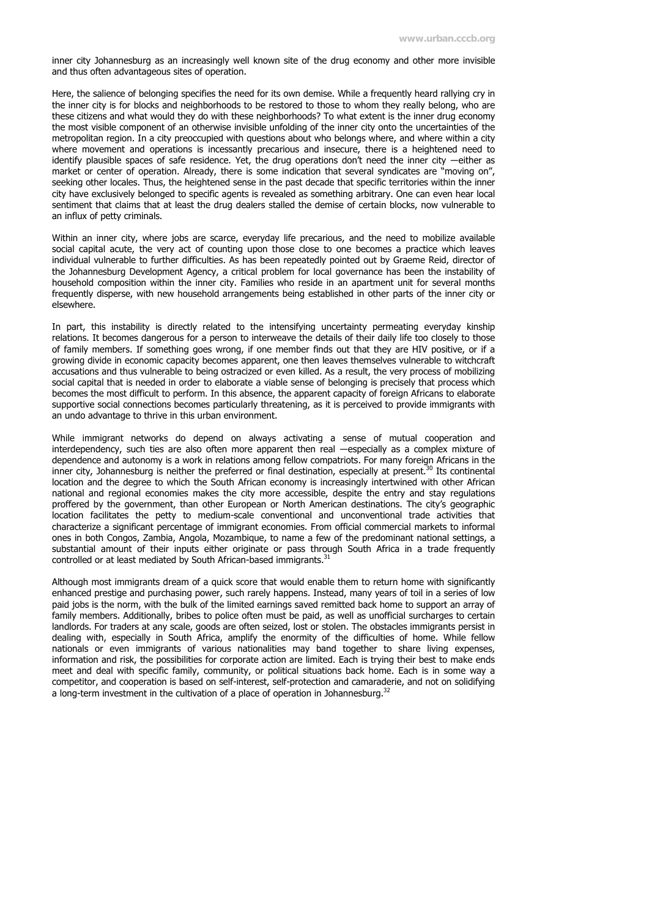inner city Johannesburg as an increasingly well known site of the drug economy and other more invisible and thus often advantageous sites of operation.

Here, the salience of belonging specifies the need for its own demise. While a frequently heard rallying cry in the inner city is for blocks and neighborhoods to be restored to those to whom they really belong, who are these citizens and what would they do with these neighborhoods? To what extent is the inner drug economy the most visible component of an otherwise invisible unfolding of the inner city onto the uncertainties of the metropolitan region. In a city preoccupied with questions about who belongs where, and where within a city where movement and operations is incessantly precarious and insecure, there is a heightened need to identify plausible spaces of safe residence. Yet, the drug operations don't need the inner city —either as market or center of operation. Already, there is some indication that several syndicates are "moving on", seeking other locales. Thus, the heightened sense in the past decade that specific territories within the inner city have exclusively belonged to specific agents is revealed as something arbitrary. One can even hear local sentiment that claims that at least the drug dealers stalled the demise of certain blocks, now vulnerable to an influx of petty criminals.

Within an inner city, where jobs are scarce, everyday life precarious, and the need to mobilize available social capital acute, the very act of counting upon those close to one becomes a practice which leaves individual vulnerable to further difficulties. As has been repeatedly pointed out by Graeme Reid, director of the Johannesburg Development Agency, a critical problem for local governance has been the instability of household composition within the inner city. Families who reside in an apartment unit for several months frequently disperse, with new household arrangements being established in other parts of the inner city or elsewhere.

In part, this instability is directly related to the intensifying uncertainty permeating everyday kinship relations. It becomes dangerous for a person to interweave the details of their daily life too closely to those of family members. If something goes wrong, if one member finds out that they are HIV positive, or if a growing divide in economic capacity becomes apparent, one then leaves themselves vulnerable to witchcraft accusations and thus vulnerable to being ostracized or even killed. As a result, the very process of mobilizing social capital that is needed in order to elaborate a viable sense of belonging is precisely that process which becomes the most difficult to perform. In this absence, the apparent capacity of foreign Africans to elaborate supportive social connections becomes particularly threatening, as it is perceived to provide immigrants with an undo advantage to thrive in this urban environment.

While immigrant networks do depend on always activating a sense of mutual cooperation and interdependency, such ties are also often more apparent then real —especially as a complex mixture of dependence and autonomy is a work in relations among fellow compatriots. For many foreign Africans in the inner city, Johannesburg is neither the preferred or final destination, especially at present.[30] Its continental location and the degree to which the South African economy is increasingly intertwined with other African national and regional economies makes the city more accessible, despite the entry and stay regulations proffered by the government, than other European or North American destinations. The city's geographic location facilitates the petty to medium-scale conventional and unconventional trade activities that characterize a significant percentage of immigrant economies. From official commercial markets to informal ones in both Congos, Zambia, Angola, Mozambique, to name a few of the predominant national settings, a substantial amount of their inputs either originate or pass through South Africa in a trade frequently controlled or at least mediated by South African-based immigrants.[31]

Although most immigrants dream of a quick score that would enable them to return home with significantly enhanced prestige and purchasing power, such rarely happens. Instead, many years of toil in a series of low paid jobs is the norm, with the bulk of the limited earnings saved remitted back home to support an array of family members. Additionally, bribes to police often must be paid, as well as unofficial surcharges to certain landlords. For traders at any scale, goods are often seized, lost or stolen. The obstacles immigrants persist in dealing with, especially in South Africa, amplify the enormity of the difficulties of home. While fellow nationals or even immigrants of various nationalities may band together to share living expenses, information and risk, the possibilities for corporate action are limited. Each is trying their best to make ends meet and deal with specific family, community, or political situations back home. Each is in some way a competitor, and cooperation is based on self-interest, self-protection and camaraderie, and not on solidifying a long-term investment in the cultivation of a place of operation in Johannesburg.[32]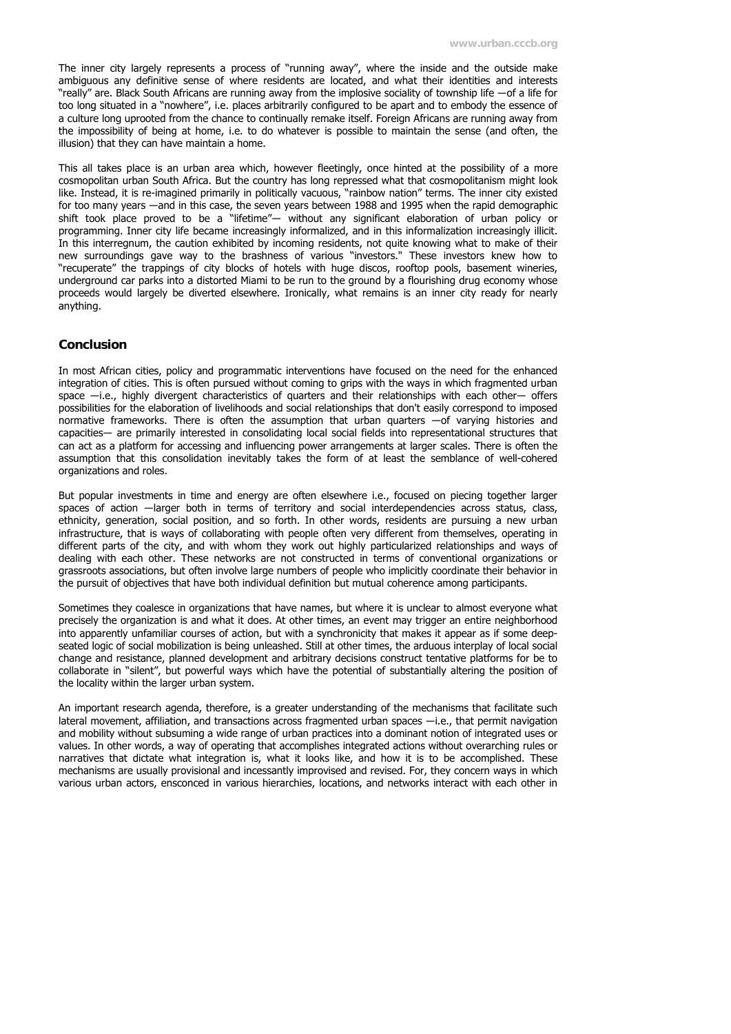The inner city largely represents a process of "running away", where the inside and the outside make ambiguous any definitive sense of where residents are located, and what their identities and interests "really" are. Black South Africans are running away from the implosive sociality of township life —of a life for too long situated in a "nowhere", i.e. places arbitrarily configured to be apart and to embody the essence of a culture long uprooted from the chance to continually remake itself. Foreign Africans are running away from the impossibility of being at home, i.e. to do whatever is possible to maintain the sense (and often, the illusion) that they can have maintain a home.

This all takes place is an urban area which, however fleetingly, once hinted at the possibility of a more cosmopolitan urban South Africa. But the country has long repressed what that cosmopolitanism might look like. Instead, it is re-imagined primarily in politically vacuous, "rainbow nation" terms. The inner city existed for too many years —and in this case, the seven years between 1988 and 1995 when the rapid demographic shift took place proved to be a "lifetime"— without any significant elaboration of urban policy or programming. Inner city life became increasingly informalized, and in this informalization increasingly illicit. In this interregnum, the caution exhibited by incoming residents, not quite knowing what to make of their new surroundings gave way to the brashness of various "investors." These investors knew how to "recuperate" the trappings of city blocks of hotels with huge discos, rooftop pools, basement wineries, underground car parks into a distorted Miami to be run to the ground by a flourishing drug economy whose proceeds would largely be diverted elsewhere. Ironically, what remains is an inner city ready for nearly anything.

## Conclusion

In most African cities, policy and programmatic interventions have focused on the need for the enhanced integration of cities. This is often pursued without coming to grips with the ways in which fragmented urban space —i.e., highly divergent characteristics of quarters and their relationships with each other— offers possibilities for the elaboration of livelihoods and social relationships that don't easily correspond to imposed normative frameworks. There is often the assumption that urban quarters —of varying histories and capacities— are primarily interested in consolidating local social fields into representational structures that can act as a platform for accessing and influencing power arrangements at larger scales. There is often the assumption that this consolidation inevitably takes the form of at least the semblance of well-cohered organizations and roles.

But popular investments in time and energy are often elsewhere i.e., focused on piecing together larger spaces of action —larger both in terms of territory and social interdependencies across status, class, ethnicity, generation, social position, and so forth. In other words, residents are pursuing a new urban infrastructure, that is ways of collaborating with people often very different from themselves, operating in different parts of the city, and with whom they work out highly particularized relationships and ways of dealing with each other. These networks are not constructed in terms of conventional organizations or grassroots associations, but often involve large numbers of people who implicitly coordinate their behavior in the pursuit of objectives that have both individual definition but mutual coherence among participants.

Sometimes they coalesce in organizations that have names, but where it is unclear to almost everyone what precisely the organization is and what it does. At other times, an event may trigger an entire neighborhood into apparently unfamiliar courses of action, but with a synchronicity that makes it appear as if some deep-seated logic of social mobilization is being unleashed. Still at other times, the arduous interplay of local social change and resistance, planned development and arbitrary decisions construct tentative platforms for be to collaborate in "silent", but powerful ways which have the potential of substantially altering the position of the locality within the larger urban system.

An important research agenda, therefore, is a greater understanding of the mechanisms that facilitate such lateral movement, affiliation, and transactions across fragmented urban spaces —i.e., that permit navigation and mobility without subsuming a wide range of urban practices into a dominant notion of integrated uses or values. In other words, a way of operating that accomplishes integrated actions without overarching rules or narratives that dictate what integration is, what it looks like, and how it is to be accomplished. These mechanisms are usually provisional and incessantly improvised and revised. For, they concern ways in which various urban actors, ensconced in various hierarchies, locations, and networks interact with each other in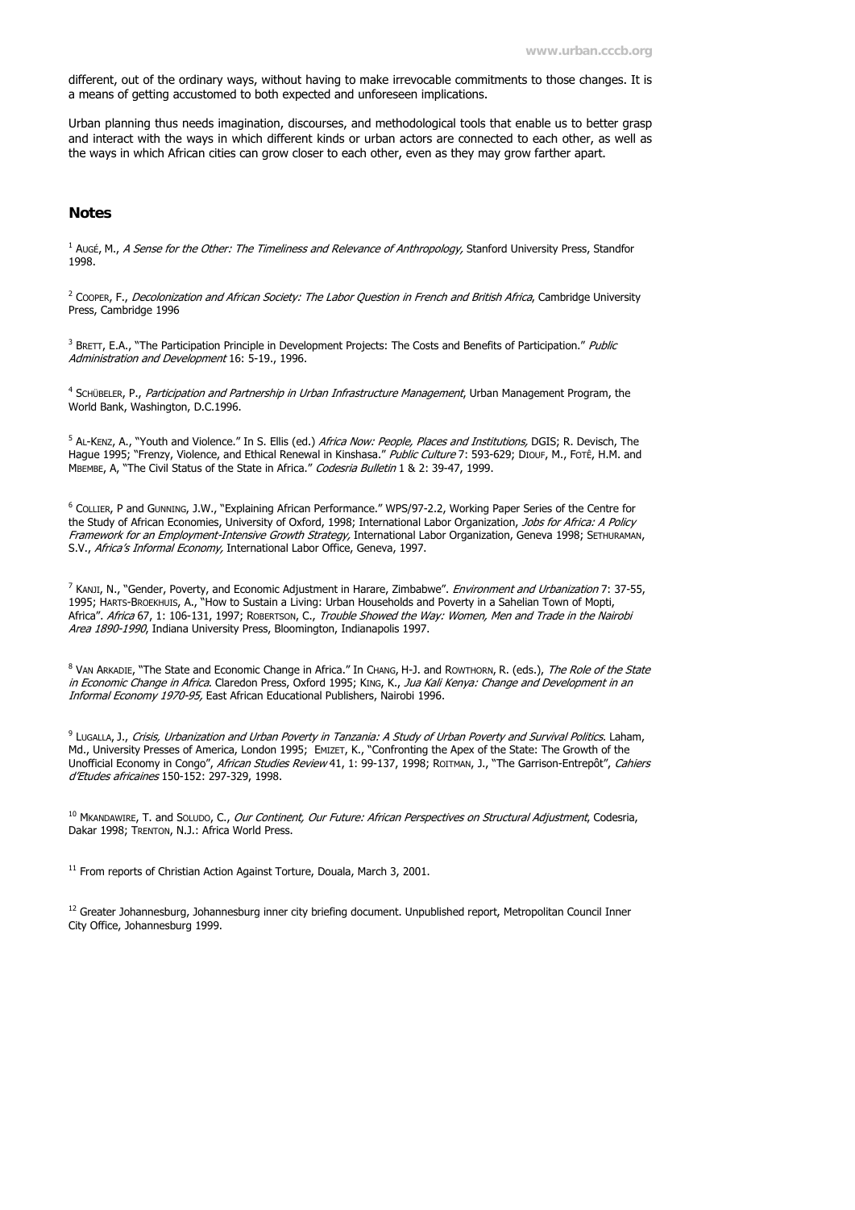different, out of the ordinary ways, without having to make irrevocable commitments to those changes. It is a means of getting accustomed to both expected and unforeseen implications.

Urban planning thus needs imagination, discourses, and methodological tools that enable us to better grasp and interact with the ways in which different kinds or urban actors are connected to each other, as well as the ways in which African cities can grow closer to each other, even as they may grow farther apart.

## Notes

[1] Augé, M., *A Sense for the Other: The Timeliness and Relevance of Anthropology,* Stanford University Press, Standfor 1998.

[2] Cooper, F., *Decolonization and African Society: The Labor Question in French and British Africa*, Cambridge University Press, Cambridge 1996

[3] Brett, E.A., "The Participation Principle in Development Projects: The Costs and Benefits of Participation." *Public Administration and Development* 16: 5-19., 1996.

[4] Schübeler, P., *Participation and Partnership in Urban Infrastructure Management*, Urban Management Program, the World Bank, Washington, D.C.1996.

[5] Al-Kenz, A., "Youth and Violence." In S. Ellis (ed.) *Africa Now: People, Places and Institutions,* DGIS; R. Devisch, The Hague 1995; "Frenzy, Violence, and Ethical Renewal in Kinshasa." *Public Culture* 7: 593-629; Diouf, M., Fotê, H.M. and Mbembe, A, "The Civil Status of the State in Africa." *Codesria Bulletin* 1 & 2: 39-47, 1999.

[6] Collier, P and Gunning, J.W., "Explaining African Performance." WPS/97-2.2, Working Paper Series of the Centre for the Study of African Economies, University of Oxford, 1998; International Labor Organization, *Jobs for Africa: A Policy Framework for an Employment-Intensive Growth Strategy,* International Labor Organization, Geneva 1998; Sethuraman, S.V., *Africa's Informal Economy,* International Labor Office, Geneva, 1997.

[7] Kanji, N., "Gender, Poverty, and Economic Adjustment in Harare, Zimbabwe". *Environment and Urbanization* 7: 37-55, 1995; Harts-Broekhuis, A., "How to Sustain a Living: Urban Households and Poverty in a Sahelian Town of Mopti, Africa". *Africa* 67, 1: 106-131, 1997; Robertson, C., *Trouble Showed the Way: Women, Men and Trade in the Nairobi Area 1890-1990*, Indiana University Press, Bloomington, Indianapolis 1997.

[8] Van Arkadie, "The State and Economic Change in Africa." In Chang, H-J. and Rowthorn, R. (eds.), *The Role of the State in Economic Change in Africa*. Claredon Press, Oxford 1995; King, K., *Jua Kali Kenya: Change and Development in an Informal Economy 1970-95,* East African Educational Publishers, Nairobi 1996.

[9] Lugalla, J., *Crisis, Urbanization and Urban Poverty in Tanzania: A Study of Urban Poverty and Survival Politics*. Laham, Md., University Presses of America, London 1995; Emizet, K., "Confronting the Apex of the State: The Growth of the Unofficial Economy in Congo", *African Studies Review* 41, 1: 99-137, 1998; Roitman, J., "The Garrison-Entrepôt", *Cahiers d'Etudes africaines* 150-152: 297-329, 1998.

[10] Mkandawire, T. and Soludo, C., *Our Continent, Our Future: African Perspectives on Structural Adjustment*, Codesria, Dakar 1998; Trenton, N.J.: Africa World Press.

[11] From reports of Christian Action Against Torture, Douala, March 3, 2001.

[12] Greater Johannesburg, Johannesburg inner city briefing document. Unpublished report, Metropolitan Council Inner City Office, Johannesburg 1999.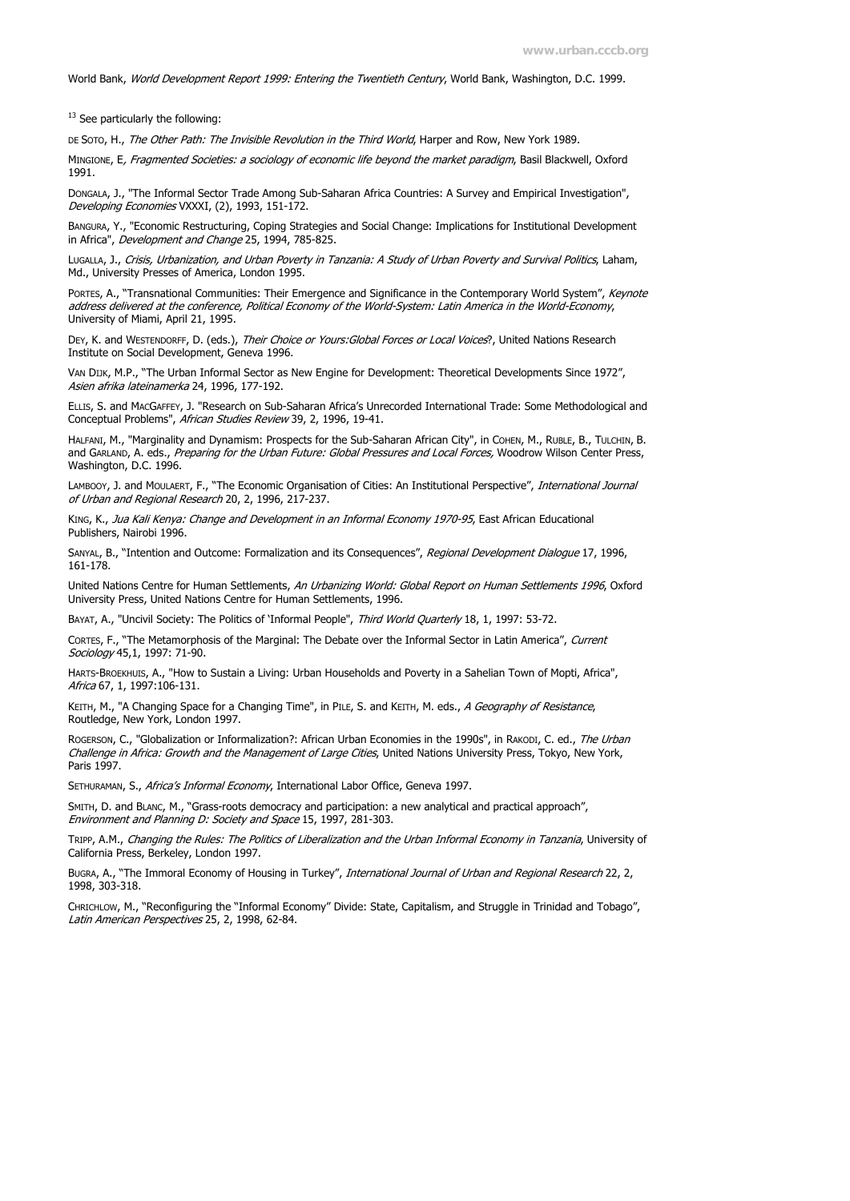World Bank, *World Development Report 1999: Entering the Twentieth Century*, World Bank, Washington, D.C. 1999.

[13] See particularly the following:

DE SOTO, H., *The Other Path: The Invisible Revolution in the Third World*, Harper and Row, New York 1989.

MINGIONE, E, *Fragmented Societies: a sociology of economic life beyond the market paradigm*, Basil Blackwell, Oxford 1991.

DONGALA, J., "The Informal Sector Trade Among Sub-Saharan Africa Countries: A Survey and Empirical Investigation", *Developing Economies* VXXXI, (2), 1993, 151-172.

BANGURA, Y., "Economic Restructuring, Coping Strategies and Social Change: Implications for Institutional Development in Africa", *Development and Change* 25, 1994, 785-825.

LUGALLA, J., *Crisis, Urbanization, and Urban Poverty in Tanzania: A Study of Urban Poverty and Survival Politics*, Laham, Md., University Presses of America, London 1995.

PORTES, A., "Transnational Communities: Their Emergence and Significance in the Contemporary World System", *Keynote address delivered at the conference, Political Economy of the World-System: Latin America in the World-Economy*, University of Miami, April 21, 1995.

DEY, K. and WESTENDORFF, D. (eds.), *Their Choice or Yours:Global Forces or Local Voices*?, United Nations Research Institute on Social Development, Geneva 1996.

VAN DIJK, M.P., "The Urban Informal Sector as New Engine for Development: Theoretical Developments Since 1972", *Asien afrika lateinamerka* 24, 1996, 177-192.

ELLIS, S. and MACGAFFEY, J. "Research on Sub-Saharan Africa's Unrecorded International Trade: Some Methodological and Conceptual Problems", *African Studies Review* 39, 2, 1996, 19-41.

HALFANI, M., "Marginality and Dynamism: Prospects for the Sub-Saharan African City", in COHEN, M., RUBLE, B., TULCHIN, B. and GARLAND, A. eds., *Preparing for the Urban Future: Global Pressures and Local Forces,* Woodrow Wilson Center Press, Washington, D.C. 1996.

LAMBOOY, J. and MOULAERT, F., "The Economic Organisation of Cities: An Institutional Perspective", *International Journal of Urban and Regional Research* 20, 2, 1996, 217-237.

KING, K., *Jua Kali Kenya: Change and Development in an Informal Economy 1970-95*, East African Educational Publishers, Nairobi 1996.

SANYAL, B., "Intention and Outcome: Formalization and its Consequences", *Regional Development Dialogue* 17, 1996, 161-178.

United Nations Centre for Human Settlements, *An Urbanizing World: Global Report on Human Settlements 1996*, Oxford University Press, United Nations Centre for Human Settlements, 1996.

BAYAT, A., "Uncivil Society: The Politics of 'Informal People", *Third World Quarterly* 18, 1, 1997: 53-72.

CORTES, F., "The Metamorphosis of the Marginal: The Debate over the Informal Sector in Latin America", *Current Sociology* 45,1, 1997: 71-90.

HARTS-BROEKHUIS, A., "How to Sustain a Living: Urban Households and Poverty in a Sahelian Town of Mopti, Africa", *Africa* 67, 1, 1997:106-131.

KEITH, M., "A Changing Space for a Changing Time", in PILE, S. and KEITH, M. eds., *A Geography of Resistance*, Routledge, New York, London 1997.

ROGERSON, C., "Globalization or Informalization?: African Urban Economies in the 1990s", in RAKODI, C. ed., *The Urban Challenge in Africa: Growth and the Management of Large Cities*, United Nations University Press, Tokyo, New York, Paris 1997.

SETHURAMAN, S., *Africa's Informal Economy*, International Labor Office, Geneva 1997.

SMITH, D. and BLANC, M., "Grass-roots democracy and participation: a new analytical and practical approach", *Environment and Planning D: Society and Space* 15, 1997, 281-303.

TRIPP, A.M., *Changing the Rules: The Politics of Liberalization and the Urban Informal Economy in Tanzania*, University of California Press, Berkeley, London 1997.

BUGRA, A., "The Immoral Economy of Housing in Turkey", *International Journal of Urban and Regional Research* 22, 2, 1998, 303-318.

CHRICHLOW, M., "Reconfiguring the "Informal Economy" Divide: State, Capitalism, and Struggle in Trinidad and Tobago", *Latin American Perspectives* 25, 2, 1998, 62-84.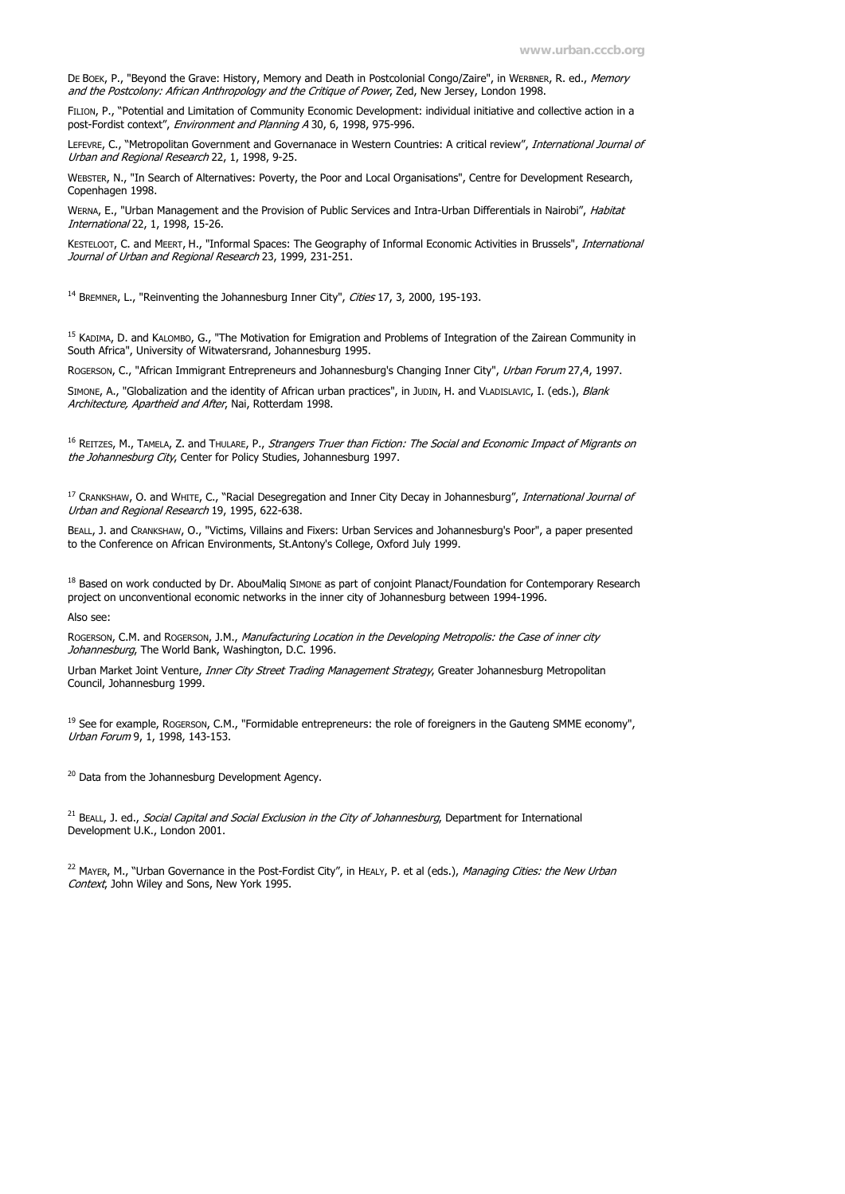De Boek, P., "Beyond the Grave: History, Memory and Death in Postcolonial Congo/Zaire", in Werbner, R. ed., *Memory and the Postcolony: African Anthropology and the Critique of Power*, Zed, New Jersey, London 1998.

Filion, P., "Potential and Limitation of Community Economic Development: individual initiative and collective action in a post-Fordist context", *Environment and Planning A* 30, 6, 1998, 975-996.

Lefevre, C., "Metropolitan Government and Governanace in Western Countries: A critical review", *International Journal of Urban and Regional Research* 22, 1, 1998, 9-25.

Webster, N., "In Search of Alternatives: Poverty, the Poor and Local Organisations", Centre for Development Research, Copenhagen 1998.

Werna, E., "Urban Management and the Provision of Public Services and Intra-Urban Differentials in Nairobi", *Habitat International* 22, 1, 1998, 15-26.

Kesteloot, C. and Meert, H., "Informal Spaces: The Geography of Informal Economic Activities in Brussels", *International Journal of Urban and Regional Research* 23, 1999, 231-251.

[14] Bremner, L., "Reinventing the Johannesburg Inner City", *Cities* 17, 3, 2000, 195-193.

[15] Kadima, D. and Kalombo, G., "The Motivation for Emigration and Problems of Integration of the Zairean Community in South Africa", University of Witwatersrand, Johannesburg 1995.

Rogerson, C., "African Immigrant Entrepreneurs and Johannesburg's Changing Inner City", *Urban Forum* 27,4, 1997.

Simone, A., "Globalization and the identity of African urban practices", in Judin, H. and Vladislavic, I. (eds.), *Blank Architecture, Apartheid and After*, Nai, Rotterdam 1998.

[16] Reitzes, M., Tamela, Z. and Thulare, P., *Strangers Truer than Fiction: The Social and Economic Impact of Migrants on the Johannesburg City*, Center for Policy Studies, Johannesburg 1997.

[17] Crankshaw, O. and White, C., "Racial Desegregation and Inner City Decay in Johannesburg", *International Journal of Urban and Regional Research* 19, 1995, 622-638.

Beall, J. and Crankshaw, O., "Victims, Villains and Fixers: Urban Services and Johannesburg's Poor", a paper presented to the Conference on African Environments, St.Antony's College, Oxford July 1999.

[18] Based on work conducted by Dr. AbouMaliq Simone as part of conjoint Planact/Foundation for Contemporary Research project on unconventional economic networks in the inner city of Johannesburg between 1994-1996.

Also see:

Rogerson, C.M. and Rogerson, J.M., *Manufacturing Location in the Developing Metropolis: the Case of inner city Johannesburg*, The World Bank, Washington, D.C. 1996.

Urban Market Joint Venture, *Inner City Street Trading Management Strategy*, Greater Johannesburg Metropolitan Council, Johannesburg 1999.

[19] See for example, Rogerson, C.M., "Formidable entrepreneurs: the role of foreigners in the Gauteng SMME economy", *Urban Forum* 9, 1, 1998, 143-153.

[20] Data from the Johannesburg Development Agency.

[21] Beall, J. ed., *Social Capital and Social Exclusion in the City of Johannesburg*, Department for International Development U.K., London 2001.

[22] Mayer, M., "Urban Governance in the Post-Fordist City", in Healy, P. et al (eds.), *Managing Cities: the New Urban Context*, John Wiley and Sons, New York 1995.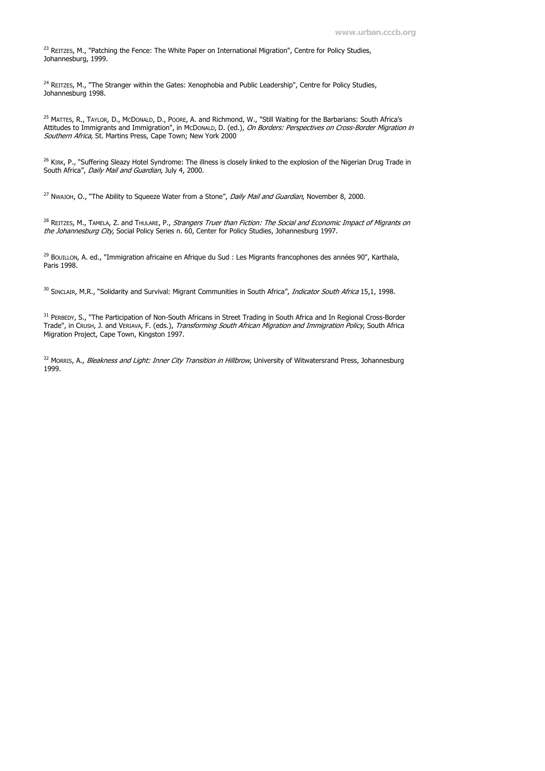[23] REITZES, M., "Patching the Fence: The White Paper on International Migration", Centre for Policy Studies, Johannesburg, 1999.

[24] REITZES, M., "The Stranger within the Gates: Xenophobia and Public Leadership", Centre for Policy Studies, Johannesburg 1998.

[25] MATTES, R., TAYLOR, D., MCDONALD, D., POORE, A. and Richmond, W., "Still Waiting for the Barbarians: South Africa's Attitudes to Immigrants and Immigration", in MCDONALD, D. (ed.), *On Borders: Perspectives on Cross-Border Migration in Southern Africa,* St. Martins Press, Cape Town; New York 2000

[26] KIRK, P., "Suffering Sleazy Hotel Syndrome: The illness is closely linked to the explosion of the Nigerian Drug Trade in South Africa", *Daily Mail and Guardian*, July 4, 2000.

[27] NWAJOH, O., "The Ability to Squeeze Water from a Stone", *Daily Mail and Guardian*, November 8, 2000.

[28] REITZES, M., TAMELA, Z. and THULARE, P., *Strangers Truer than Fiction: The Social and Economic Impact of Migrants on the Johannesburg City*, Social Policy Series n. 60, Center for Policy Studies, Johannesburg 1997.

[29] BOUILLON, A. ed., "Immigration africaine en Afrique du Sud : Les Migrants francophones des années 90", Karthala, Paris 1998.

[30] SINCLAIR, M.R., "Solidarity and Survival: Migrant Communities in South Africa", *Indicator South Africa* 15,1, 1998.

[31] PERBEDY, S., "The Participation of Non-South Africans in Street Trading in South Africa and In Regional Cross-Border Trade", in CRUSH, J. and VERIAVA, F. (eds.), *Transforming South African Migration and Immigration Policy*, South Africa Migration Project, Cape Town, Kingston 1997.

[32] MORRIS, A., *Bleakness and Light: Inner City Transition in Hillbrow*, University of Witwatersrand Press, Johannesburg 1999.